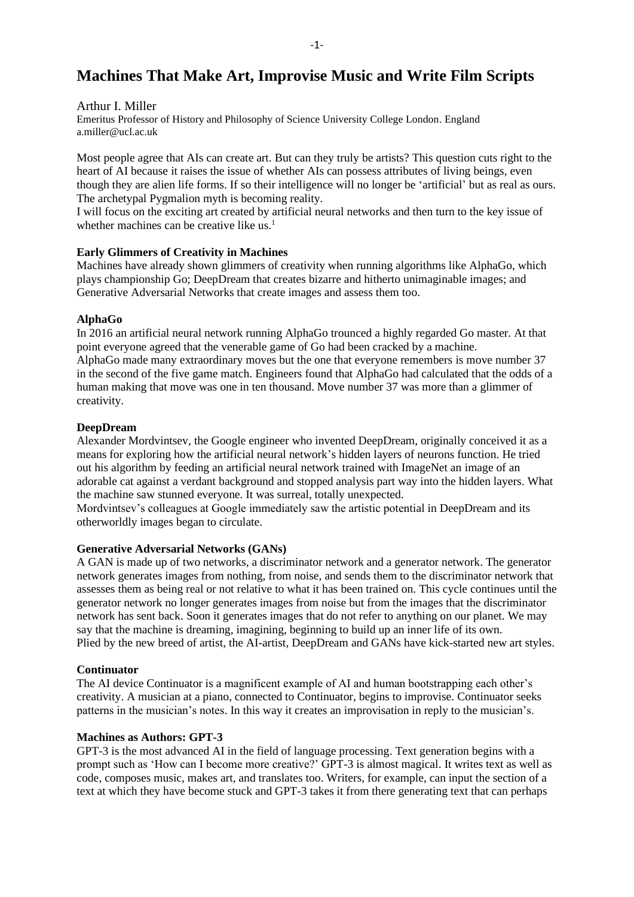# Machines That Make Art, Improvise Music and Write Film Scripts

Arthur I. Miller
Emeritus Professor of History and Philosophy of Science University College London. England
a.miller@ucl.ac.uk

Most people agree that AIs can create art. But can they truly be artists? This question cuts right to the heart of AI because it raises the issue of whether AIs can possess attributes of living beings, even though they are alien life forms. If so their intelligence will no longer be 'artificial' but as real as ours. The archetypal Pygmalion myth is becoming reality.

I will focus on the exciting art created by artificial neural networks and then turn to the key issue of whether machines can be creative like us.[1]

**Early Glimmers of Creativity in Machines**

Machines have already shown glimmers of creativity when running algorithms like AlphaGo, which plays championship Go; DeepDream that creates bizarre and hitherto unimaginable images; and Generative Adversarial Networks that create images and assess them too.

**AlphaGo**

In 2016 an artificial neural network running AlphaGo trounced a highly regarded Go master. At that point everyone agreed that the venerable game of Go had been cracked by a machine.

AlphaGo made many extraordinary moves but the one that everyone remembers is move number 37 in the second of the five game match. Engineers found that AlphaGo had calculated that the odds of a human making that move was one in ten thousand. Move number 37 was more than a glimmer of creativity.

**DeepDream**

Alexander Mordvintsev, the Google engineer who invented DeepDream, originally conceived it as a means for exploring how the artificial neural network's hidden layers of neurons function. He tried out his algorithm by feeding an artificial neural network trained with ImageNet an image of an adorable cat against a verdant background and stopped analysis part way into the hidden layers. What the machine saw stunned everyone. It was surreal, totally unexpected.

Mordvintsev's colleagues at Google immediately saw the artistic potential in DeepDream and its otherworldly images began to circulate.

**Generative Adversarial Networks (GANs)**

A GAN is made up of two networks, a discriminator network and a generator network. The generator network generates images from nothing, from noise, and sends them to the discriminator network that assesses them as being real or not relative to what it has been trained on. This cycle continues until the generator network no longer generates images from noise but from the images that the discriminator network has sent back. Soon it generates images that do not refer to anything on our planet. We may say that the machine is dreaming, imagining, beginning to build up an inner life of its own.

Plied by the new breed of artist, the AI-artist, DeepDream and GANs have kick-started new art styles.

**Continuator**

The AI device Continuator is a magnificent example of AI and human bootstrapping each other's creativity. A musician at a piano, connected to Continuator, begins to improvise. Continuator seeks patterns in the musician's notes. In this way it creates an improvisation in reply to the musician's.

**Machines as Authors: GPT-3**

GPT-3 is the most advanced AI in the field of language processing. Text generation begins with a prompt such as 'How can I become more creative?' GPT-3 is almost magical. It writes text as well as code, composes music, makes art, and translates too. Writers, for example, can input the section of a text at which they have become stuck and GPT-3 takes it from there generating text that can perhaps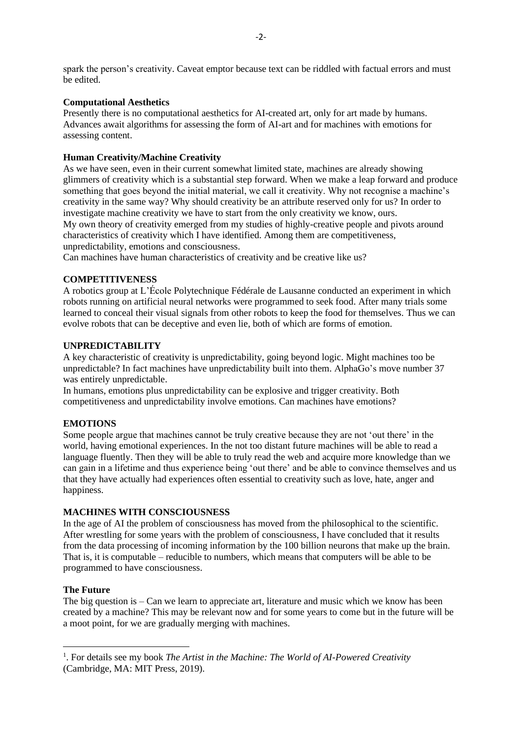spark the person's creativity. Caveat emptor because text can be riddled with factual errors and must be edited.

**Computational Aesthetics**

Presently there is no computational aesthetics for AI-created art, only for art made by humans. Advances await algorithms for assessing the form of AI-art and for machines with emotions for assessing content.

**Human Creativity/Machine Creativity**

As we have seen, even in their current somewhat limited state, machines are already showing glimmers of creativity which is a substantial step forward. When we make a leap forward and produce something that goes beyond the initial material, we call it creativity. Why not recognise a machine's creativity in the same way? Why should creativity be an attribute reserved only for us? In order to investigate machine creativity we have to start from the only creativity we know, ours.

My own theory of creativity emerged from my studies of highly-creative people and pivots around characteristics of creativity which I have identified. Among them are competitiveness, unpredictability, emotions and consciousness.

Can machines have human characteristics of creativity and be creative like us?

**COMPETITIVENESS**

A robotics group at L'École Polytechnique Fédérale de Lausanne conducted an experiment in which robots running on artificial neural networks were programmed to seek food. After many trials some learned to conceal their visual signals from other robots to keep the food for themselves. Thus we can evolve robots that can be deceptive and even lie, both of which are forms of emotion.

**UNPREDICTABILITY**

A key characteristic of creativity is unpredictability, going beyond logic. Might machines too be unpredictable? In fact machines have unpredictability built into them. AlphaGo's move number 37 was entirely unpredictable.

In humans, emotions plus unpredictability can be explosive and trigger creativity. Both competitiveness and unpredictability involve emotions. Can machines have emotions?

**EMOTIONS**

Some people argue that machines cannot be truly creative because they are not 'out there' in the world, having emotional experiences. In the not too distant future machines will be able to read a language fluently. Then they will be able to truly read the web and acquire more knowledge than we can gain in a lifetime and thus experience being 'out there' and be able to convince themselves and us that they have actually had experiences often essential to creativity such as love, hate, anger and happiness.

**MACHINES WITH CONSCIOUSNESS**

In the age of AI the problem of consciousness has moved from the philosophical to the scientific. After wrestling for some years with the problem of consciousness, I have concluded that it results from the data processing of incoming information by the 100 billion neurons that make up the brain. That is, it is computable – reducible to numbers, which means that computers will be able to be programmed to have consciousness.

**The Future**

The big question is – Can we learn to appreciate art, literature and music which we know has been created by a machine? This may be relevant now and for some years to come but in the future will be a moot point, for we are gradually merging with machines.

---

[1]. For details see my book *The Artist in the Machine: The World of AI-Powered Creativity* (Cambridge, MA: MIT Press, 2019).